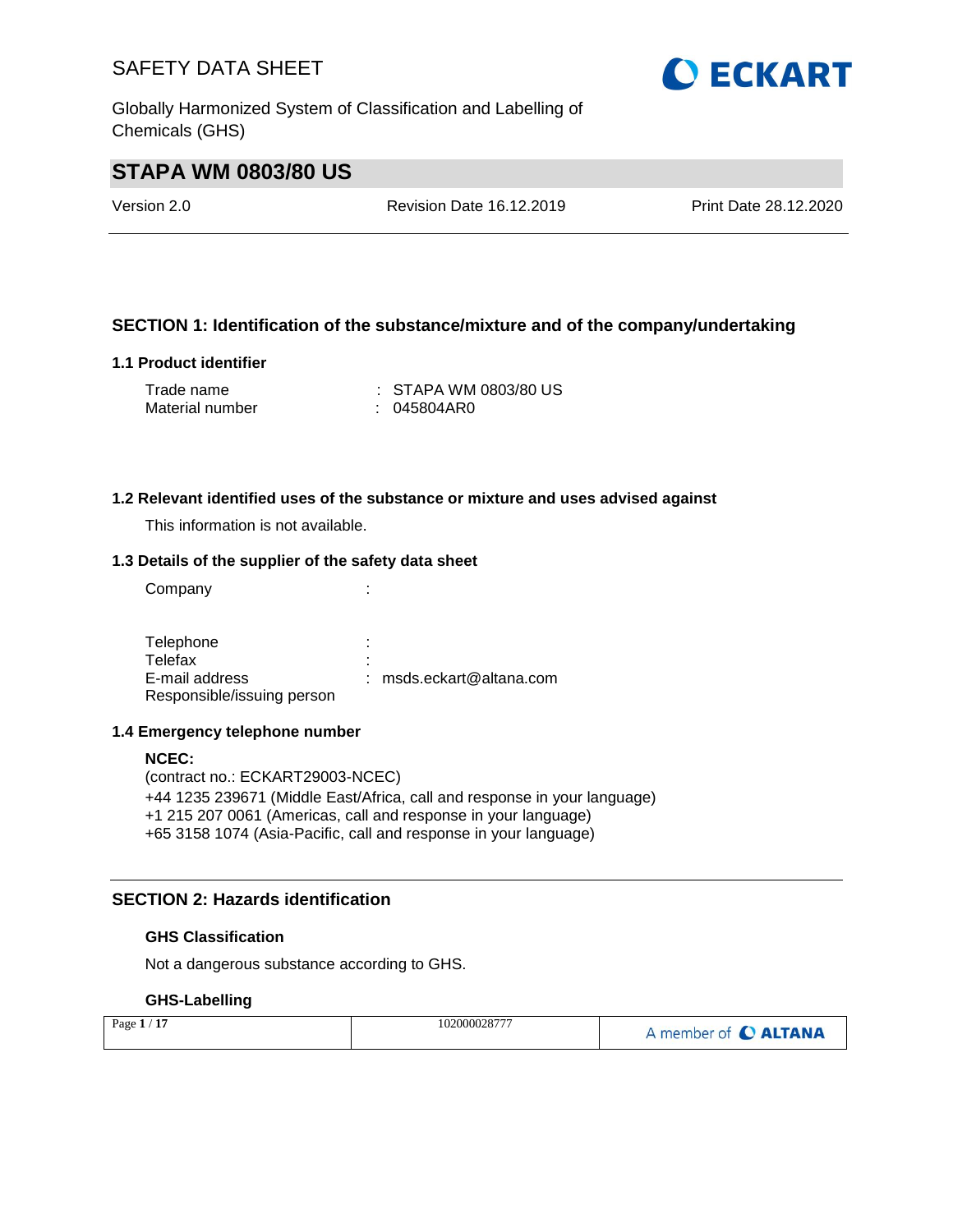# SAFETY DATA SHEET

Globally Harmonized System of Classification and Labelling of Chemicals (GHS)

## STAPA WM 0803/80 US

Version 2.0 | Revision Date 16.12.2019 | Print Date 28.12.2020

### SECTION 1: Identification of the substance/mixture and of the company/undertaking

#### 1.1 Product identifier

Trade name : STAPA WM 0803/80 US
Material number : 045804AR0

#### 1.2 Relevant identified uses of the substance or mixture and uses advised against

This information is not available.

#### 1.3 Details of the supplier of the safety data sheet

Company :

Telephone :
Telefax :
E-mail address : msds.eckart@altana.com
Responsible/issuing person

#### 1.4 Emergency telephone number

**NCEC:**
(contract no.: ECKART29003-NCEC)
+44 1235 239671 (Middle East/Africa, call and response in your language)
+1 215 207 0061 (Americas, call and response in your language)
+65 3158 1074 (Asia-Pacific, call and response in your language)

### SECTION 2: Hazards identification

**GHS Classification**

Not a dangerous substance according to GHS.

**GHS-Labelling**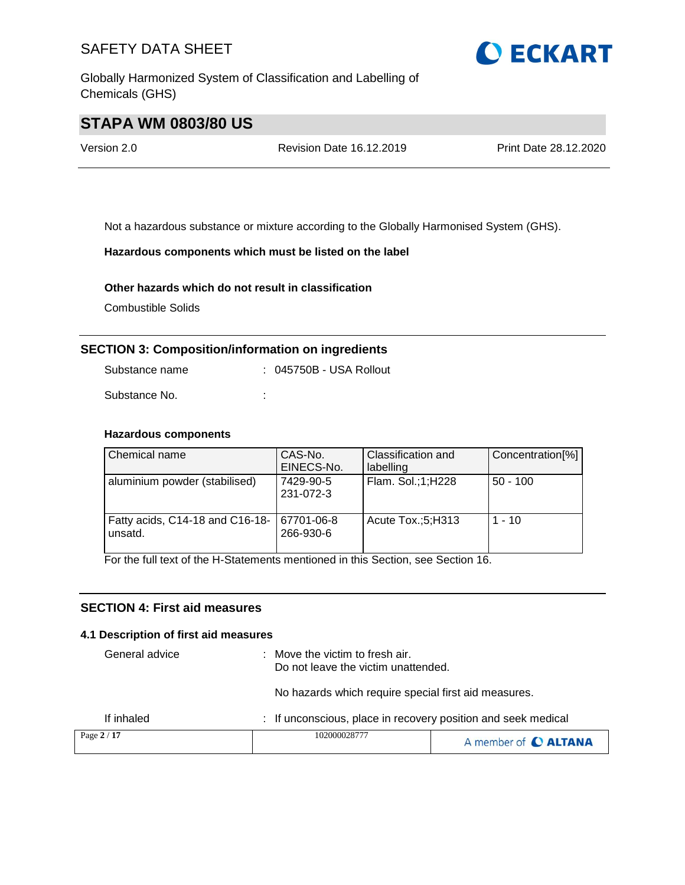Not a hazardous substance or mixture according to the Globally Harmonised System (GHS).

**Hazardous components which must be listed on the label**

**Other hazards which do not result in classification**

Combustible Solids

## SECTION 3: Composition/information on ingredients

Substance name : 045750B - USA Rollout

Substance No. :

**Hazardous components**

| Chemical name | CAS-No.<br>EINECS-No. | Classification and labelling | Concentration[%] |
|---|---|---|---|
| aluminium powder (stabilised) | 7429-90-5<br>231-072-3 | Flam. Sol.;1;H228 | 50 - 100 |
| Fatty acids, C14-18 and C16-18-unsatd. | 67701-06-8<br>266-930-6 | Acute Tox.;5;H313 | 1 - 10 |

For the full text of the H-Statements mentioned in this Section, see Section 16.

## SECTION 4: First aid measures

### 4.1 Description of first aid measures

General advice : Move the victim to fresh air.
Do not leave the victim unattended.

No hazards which require special first aid measures.

If inhaled : If unconscious, place in recovery position and seek medical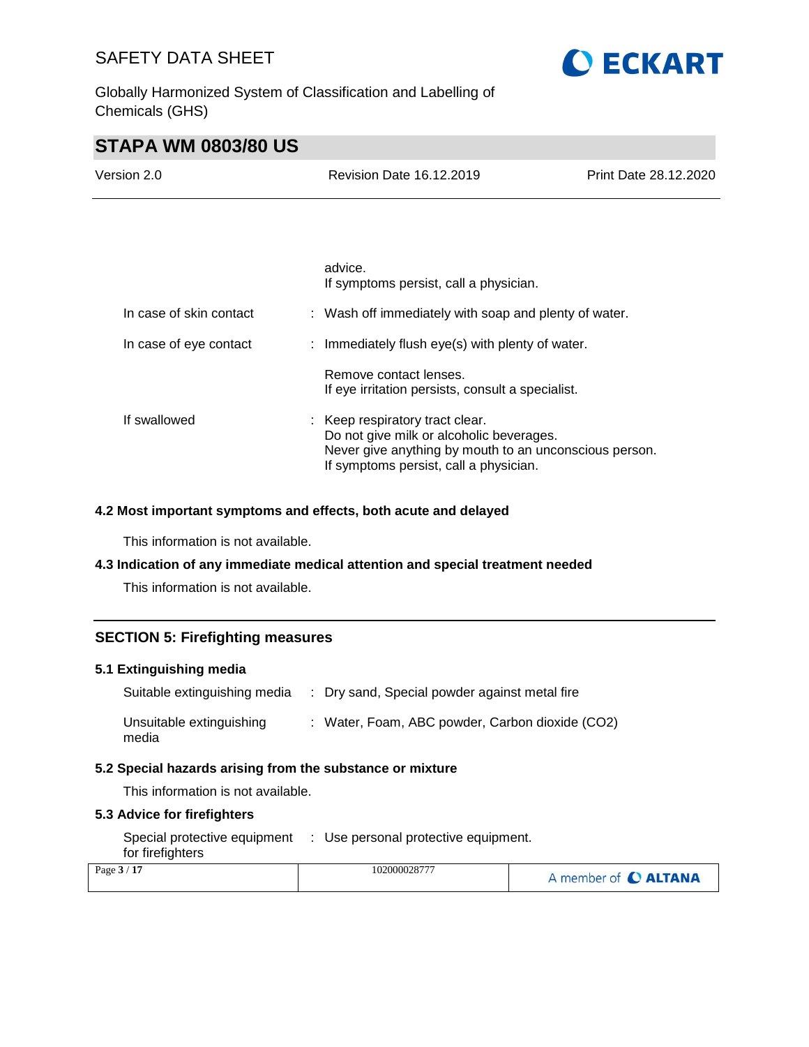| | |
|---|---|
| | advice.<br>If symptoms persist, call a physician. |
| In case of skin contact | : Wash off immediately with soap and plenty of water. |
| In case of eye contact | : Immediately flush eye(s) with plenty of water.<br><br>Remove contact lenses.<br>If eye irritation persists, consult a specialist. |
| If swallowed | : Keep respiratory tract clear.<br>Do not give milk or alcoholic beverages.<br>Never give anything by mouth to an unconscious person.<br>If symptoms persist, call a physician. |

### 4.2 Most important symptoms and effects, both acute and delayed

This information is not available.

### 4.3 Indication of any immediate medical attention and special treatment needed

This information is not available.

## SECTION 5: Firefighting measures

### 5.1 Extinguishing media

| | |
|---|---|
| Suitable extinguishing media | : Dry sand, Special powder against metal fire |
| Unsuitable extinguishing media | : Water, Foam, ABC powder, Carbon dioxide ($CO_2$) |

### 5.2 Special hazards arising from the substance or mixture

This information is not available.

### 5.3 Advice for firefighters

| | |
|---|---|
| Special protective equipment for firefighters | : Use personal protective equipment. |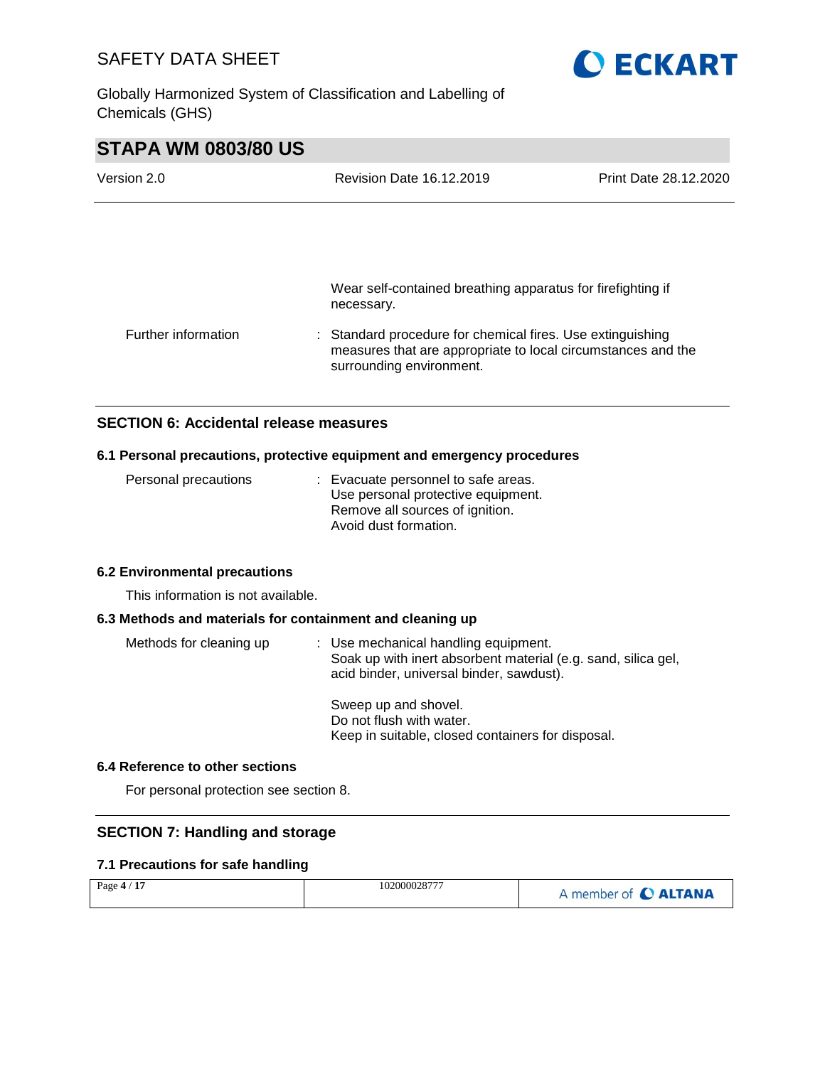Wear self-contained breathing apparatus for firefighting if necessary.

| | |
|---|---|
| Further information | : Standard procedure for chemical fires. Use extinguishing measures that are appropriate to local circumstances and the surrounding environment. |

## SECTION 6: Accidental release measures

### 6.1 Personal precautions, protective equipment and emergency procedures

| | |
|---|---|
| Personal precautions | : Evacuate personnel to safe areas.<br>Use personal protective equipment.<br>Remove all sources of ignition.<br>Avoid dust formation. |

### 6.2 Environmental precautions

This information is not available.

### 6.3 Methods and materials for containment and cleaning up

| | |
|---|---|
| Methods for cleaning up | : Use mechanical handling equipment.<br>Soak up with inert absorbent material (e.g. sand, silica gel, acid binder, universal binder, sawdust).<br><br>Sweep up and shovel.<br>Do not flush with water.<br>Keep in suitable, closed containers for disposal. |

### 6.4 Reference to other sections

For personal protection see section 8.

## SECTION 7: Handling and storage

### 7.1 Precautions for safe handling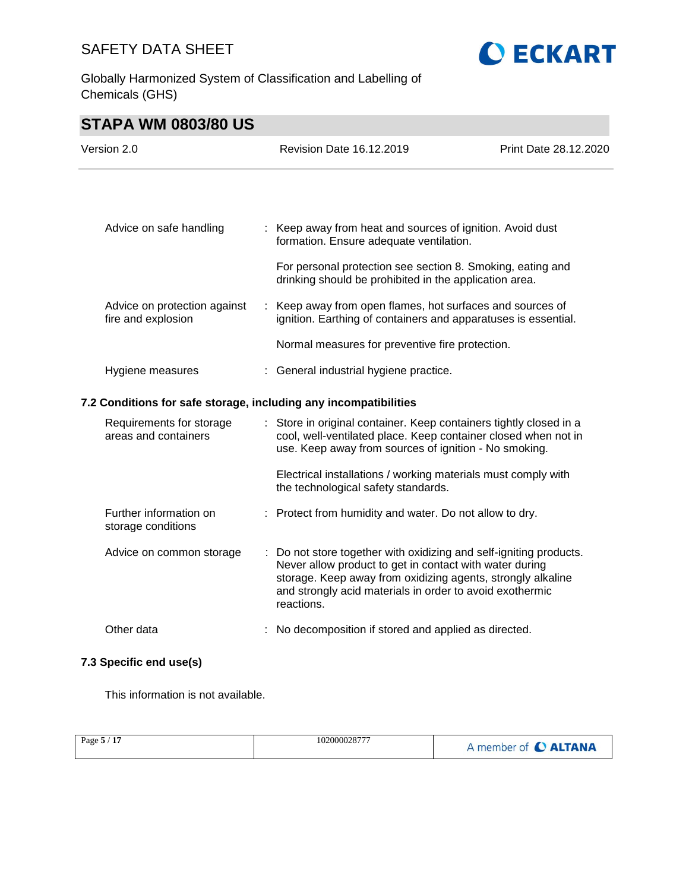| | |
|---|---|
| Advice on safe handling | : Keep away from heat and sources of ignition. Avoid dust formation. Ensure adequate ventilation.<br><br>For personal protection see section 8. Smoking, eating and drinking should be prohibited in the application area. |
| Advice on protection against fire and explosion | : Keep away from open flames, hot surfaces and sources of ignition. Earthing of containers and apparatuses is essential.<br><br>Normal measures for preventive fire protection. |
| Hygiene measures | : General industrial hygiene practice. |

### 7.2 Conditions for safe storage, including any incompatibilities

| | |
|---|---|
| Requirements for storage areas and containers | : Store in original container. Keep containers tightly closed in a cool, well-ventilated place. Keep container closed when not in use. Keep away from sources of ignition - No smoking.<br><br>Electrical installations / working materials must comply with the technological safety standards. |
| Further information on storage conditions | : Protect from humidity and water. Do not allow to dry. |
| Advice on common storage | : Do not store together with oxidizing and self-igniting products. Never allow product to get in contact with water during storage. Keep away from oxidizing agents, strongly alkaline and strongly acid materials in order to avoid exothermic reactions. |
| Other data | : No decomposition if stored and applied as directed. |

### 7.3 Specific end use(s)

This information is not available.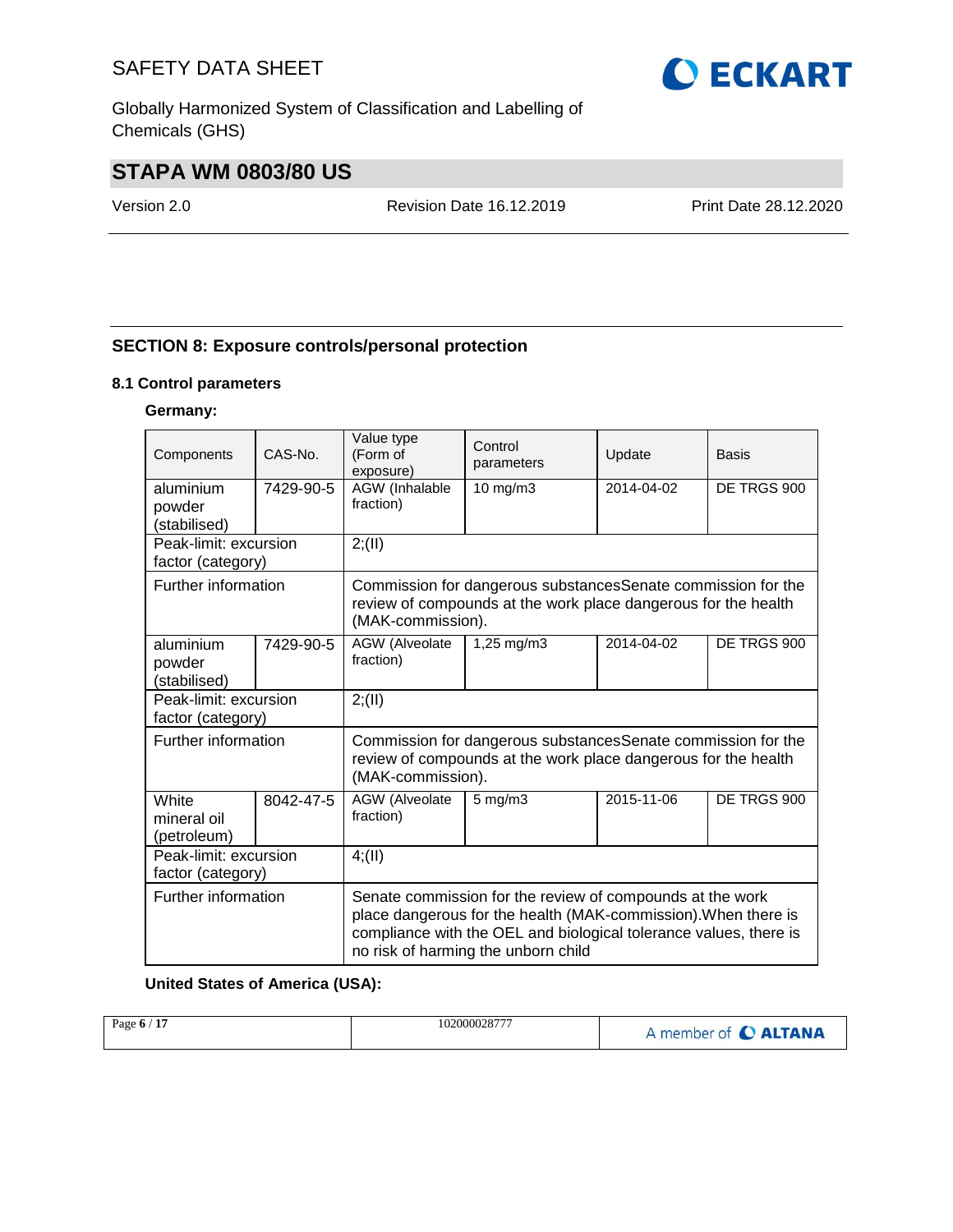## SECTION 8: Exposure controls/personal protection

### 8.1 Control parameters

**Germany:**

| Components | CAS-No. | Value type (Form of exposure) | Control parameters | Update | Basis |
|---|---|---|---|---|---|
| aluminium powder (stabilised) | 7429-90-5 | AGW (Inhalable fraction) | 10 mg/m3 | 2014-04-02 | DE TRGS 900 |
| Peak-limit: excursion factor (category) | | 2;(II) | | | |
| Further information | | Commission for dangerous substancesSenate commission for the review of compounds at the work place dangerous for the health (MAK-commission). | | | |
| aluminium powder (stabilised) | 7429-90-5 | AGW (Alveolate fraction) | 1,25 mg/m3 | 2014-04-02 | DE TRGS 900 |
| Peak-limit: excursion factor (category) | | 2;(II) | | | |
| Further information | | Commission for dangerous substancesSenate commission for the review of compounds at the work place dangerous for the health (MAK-commission). | | | |
| White mineral oil (petroleum) | 8042-47-5 | AGW (Alveolate fraction) | 5 mg/m3 | 2015-11-06 | DE TRGS 900 |
| Peak-limit: excursion factor (category) | | 4;(II) | | | |
| Further information | | Senate commission for the review of compounds at the work place dangerous for the health (MAK-commission).When there is compliance with the OEL and biological tolerance values, there is no risk of harming the unborn child | | | |

**United States of America (USA):**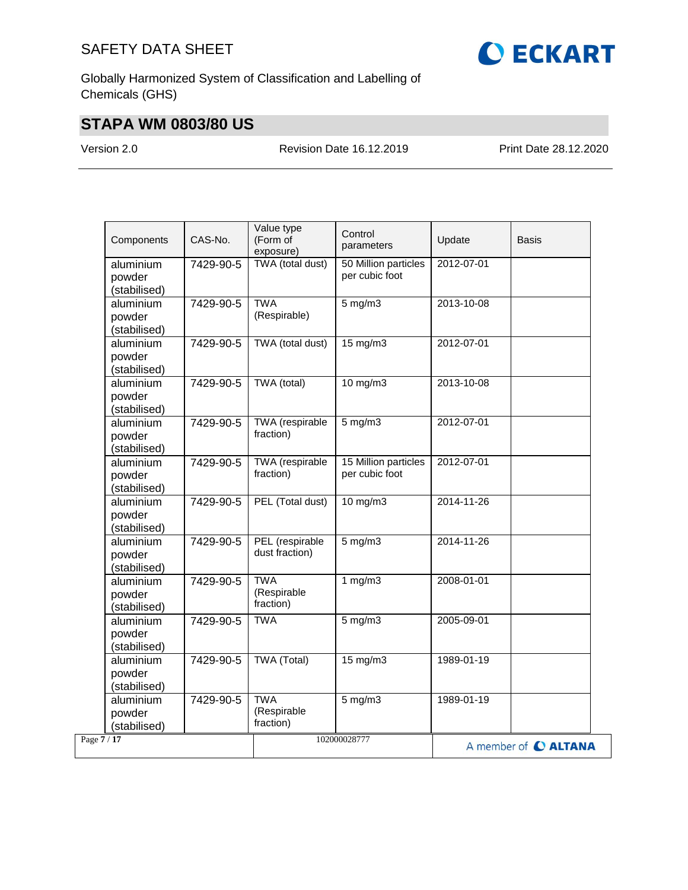| Components | CAS-No. | Value type (Form of exposure) | Control parameters | Update | Basis |
|---|---|---|---|---|---|
| aluminium powder (stabilised) | 7429-90-5 | TWA (total dust) | 50 Million particles per cubic foot | 2012-07-01 | |
| aluminium powder (stabilised) | 7429-90-5 | TWA (Respirable) | 5 mg/m3 | 2013-10-08 | |
| aluminium powder (stabilised) | 7429-90-5 | TWA (total dust) | 15 mg/m3 | 2012-07-01 | |
| aluminium powder (stabilised) | 7429-90-5 | TWA (total) | 10 mg/m3 | 2013-10-08 | |
| aluminium powder (stabilised) | 7429-90-5 | TWA (respirable fraction) | 5 mg/m3 | 2012-07-01 | |
| aluminium powder (stabilised) | 7429-90-5 | TWA (respirable fraction) | 15 Million particles per cubic foot | 2012-07-01 | |
| aluminium powder (stabilised) | 7429-90-5 | PEL (Total dust) | 10 mg/m3 | 2014-11-26 | |
| aluminium powder (stabilised) | 7429-90-5 | PEL (respirable dust fraction) | 5 mg/m3 | 2014-11-26 | |
| aluminium powder (stabilised) | 7429-90-5 | TWA (Respirable fraction) | 1 mg/m3 | 2008-01-01 | |
| aluminium powder (stabilised) | 7429-90-5 | TWA | 5 mg/m3 | 2005-09-01 | |
| aluminium powder (stabilised) | 7429-90-5 | TWA (Total) | 15 mg/m3 | 1989-01-19 | |
| aluminium powder (stabilised) | 7429-90-5 | TWA (Respirable fraction) | 5 mg/m3 | 1989-01-19 | |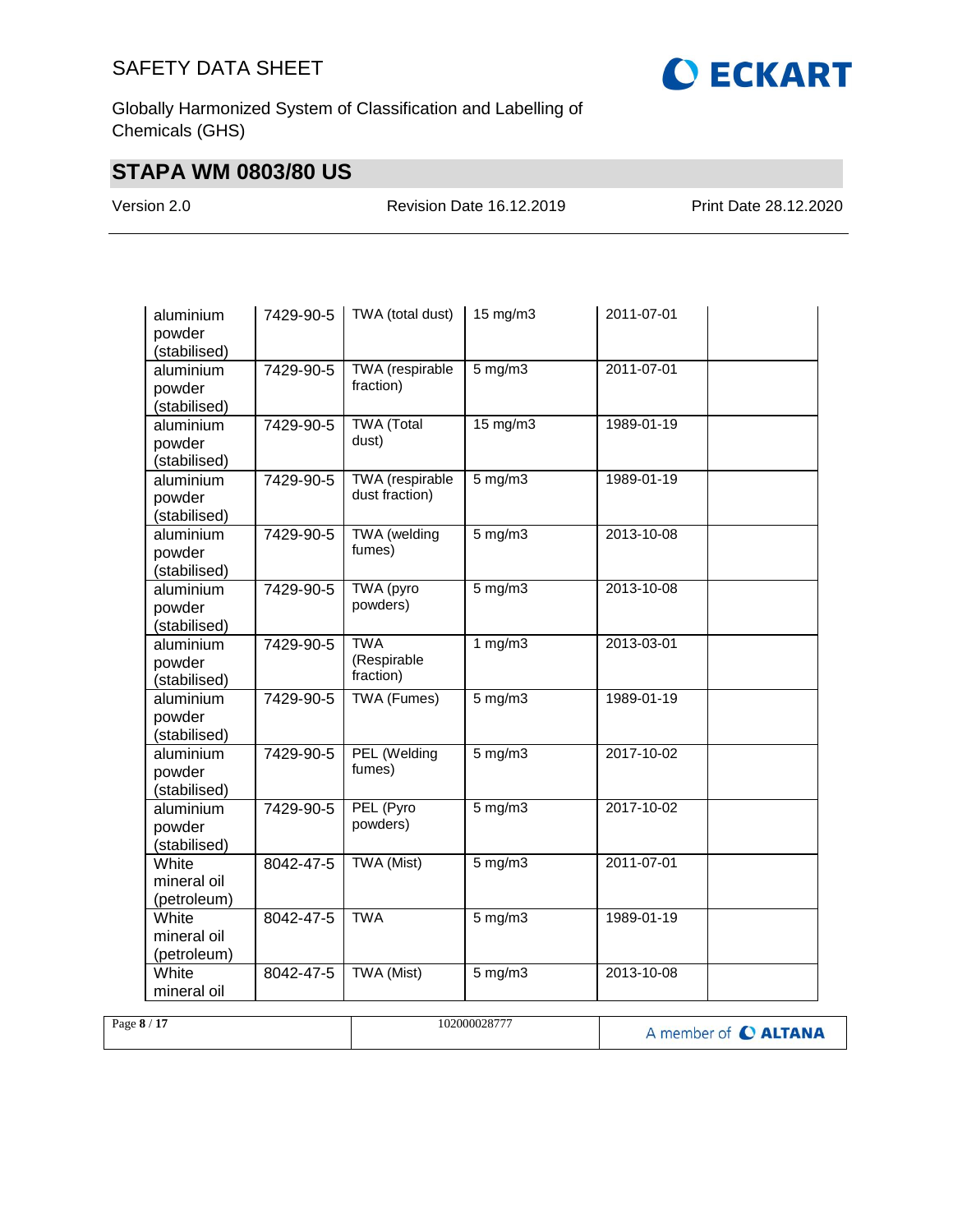| | | | | | |
|---|---|---|---|---|---|
| aluminium powder (stabilised) | 7429-90-5 | TWA (total dust) | 15 mg/m3 | 2011-07-01 | |
| aluminium powder (stabilised) | 7429-90-5 | TWA (respirable fraction) | 5 mg/m3 | 2011-07-01 | |
| aluminium powder (stabilised) | 7429-90-5 | TWA (Total dust) | 15 mg/m3 | 1989-01-19 | |
| aluminium powder (stabilised) | 7429-90-5 | TWA (respirable dust fraction) | 5 mg/m3 | 1989-01-19 | |
| aluminium powder (stabilised) | 7429-90-5 | TWA (welding fumes) | 5 mg/m3 | 2013-10-08 | |
| aluminium powder (stabilised) | 7429-90-5 | TWA (pyro powders) | 5 mg/m3 | 2013-10-08 | |
| aluminium powder (stabilised) | 7429-90-5 | TWA (Respirable fraction) | 1 mg/m3 | 2013-03-01 | |
| aluminium powder (stabilised) | 7429-90-5 | TWA (Fumes) | 5 mg/m3 | 1989-01-19 | |
| aluminium powder (stabilised) | 7429-90-5 | PEL (Welding fumes) | 5 mg/m3 | 2017-10-02 | |
| aluminium powder (stabilised) | 7429-90-5 | PEL (Pyro powders) | 5 mg/m3 | 2017-10-02 | |
| White mineral oil (petroleum) | 8042-47-5 | TWA (Mist) | 5 mg/m3 | 2011-07-01 | |
| White mineral oil (petroleum) | 8042-47-5 | TWA | 5 mg/m3 | 1989-01-19 | |
| White mineral oil | 8042-47-5 | TWA (Mist) | 5 mg/m3 | 2013-10-08 | |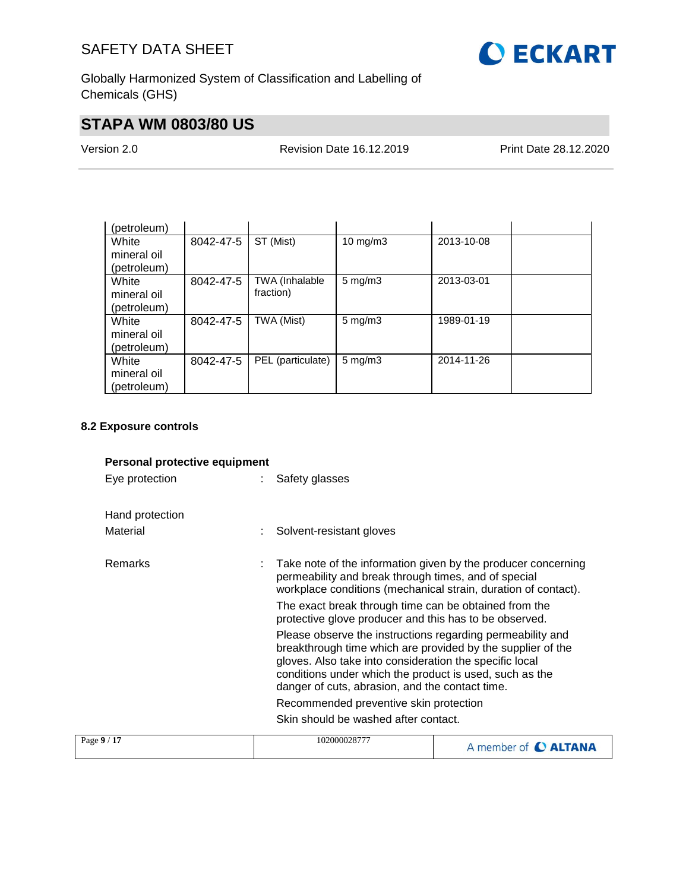| | | | | | |
|---|---|---|---|---|---|
| (petroleum) | | | | | |
| White mineral oil (petroleum) | 8042-47-5 | ST (Mist) | 10 mg/m3 | 2013-10-08 | |
| White mineral oil (petroleum) | 8042-47-5 | TWA (Inhalable fraction) | 5 mg/m3 | 2013-03-01 | |
| White mineral oil (petroleum) | 8042-47-5 | TWA (Mist) | 5 mg/m3 | 1989-01-19 | |
| White mineral oil (petroleum) | 8042-47-5 | PEL (particulate) | 5 mg/m3 | 2014-11-26 | |

### 8.2 Exposure controls

**Personal protective equipment**

Eye protection : Safety glasses

Hand protection

Material : Solvent-resistant gloves

Remarks : Take note of the information given by the producer concerning permeability and break through times, and of special workplace conditions (mechanical strain, duration of contact).

The exact break through time can be obtained from the protective glove producer and this has to be observed.

Please observe the instructions regarding permeability and breakthrough time which are provided by the supplier of the gloves. Also take into consideration the specific local conditions under which the product is used, such as the danger of cuts, abrasion, and the contact time.

Recommended preventive skin protection

Skin should be washed after contact.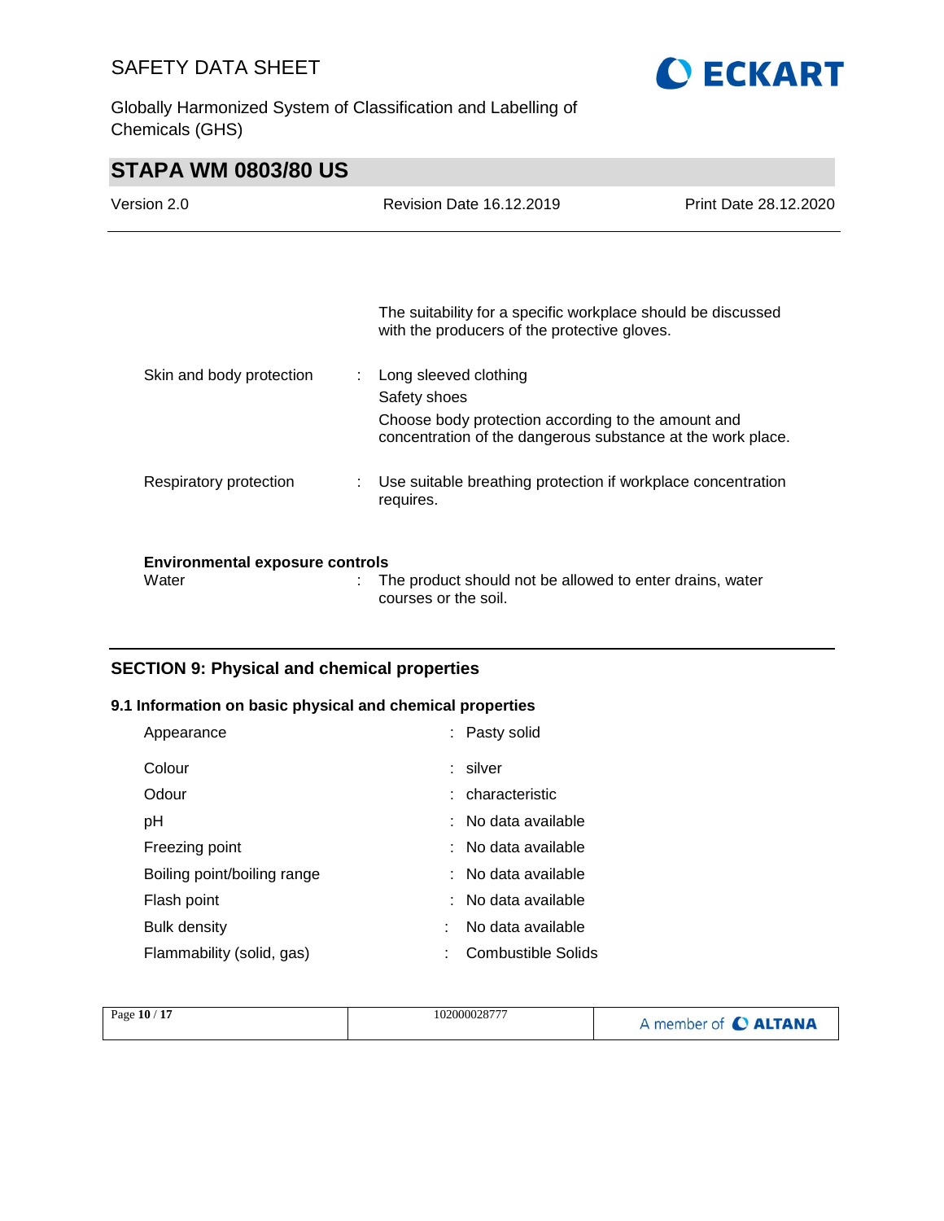The suitability for a specific workplace should be discussed with the producers of the protective gloves.

| | |
|---|---|
| Skin and body protection | : Long sleeved clothing<br>Safety shoes<br>Choose body protection according to the amount and concentration of the dangerous substance at the work place. |
| Respiratory protection | : Use suitable breathing protection if workplace concentration requires. |

**Environmental exposure controls**

| | |
|---|---|
| Water | : The product should not be allowed to enter drains, water courses or the soil. |

## SECTION 9: Physical and chemical properties

### 9.1 Information on basic physical and chemical properties

| | |
|---|---|
| Appearance | : Pasty solid |
| Colour | : silver |
| Odour | : characteristic |
| pH | : No data available |
| Freezing point | : No data available |
| Boiling point/boiling range | : No data available |
| Flash point | : No data available |
| Bulk density | : No data available |
| Flammability (solid, gas) | : Combustible Solids |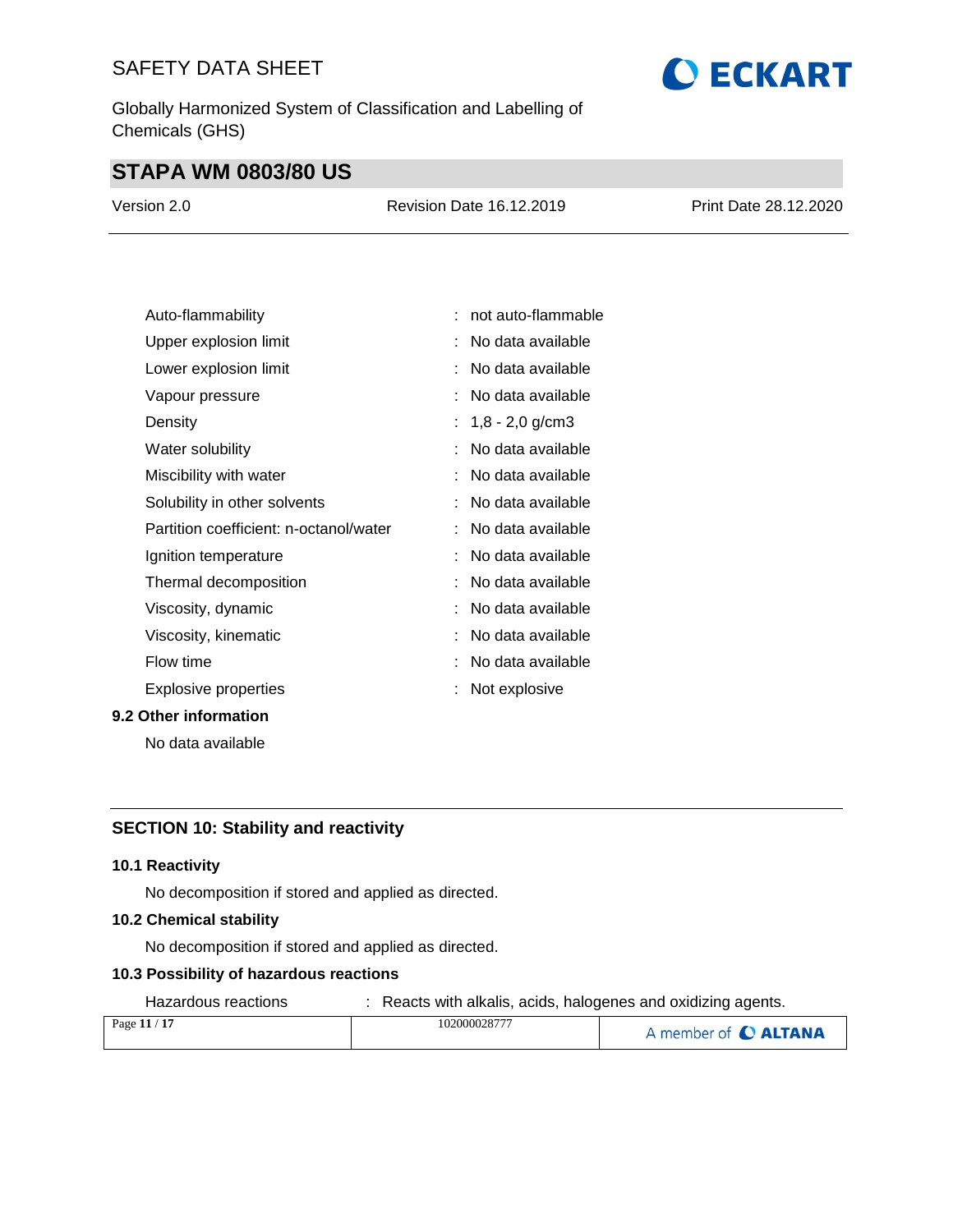| | | |
|---|---|---|
| Auto-flammability | : | not auto-flammable |
| Upper explosion limit | : | No data available |
| Lower explosion limit | : | No data available |
| Vapour pressure | : | No data available |
| Density | : | 1,8 - 2,0 g/cm3 |
| Water solubility | : | No data available |
| Miscibility with water | : | No data available |
| Solubility in other solvents | : | No data available |
| Partition coefficient: n-octanol/water | : | No data available |
| Ignition temperature | : | No data available |
| Thermal decomposition | : | No data available |
| Viscosity, dynamic | : | No data available |
| Viscosity, kinematic | : | No data available |
| Flow time | : | No data available |
| Explosive properties | : | Not explosive |

### 9.2 Other information

No data available

## SECTION 10: Stability and reactivity

### 10.1 Reactivity

No decomposition if stored and applied as directed.

### 10.2 Chemical stability

No decomposition if stored and applied as directed.

### 10.3 Possibility of hazardous reactions

Hazardous reactions : Reacts with alkalis, acids, halogenes and oxidizing agents.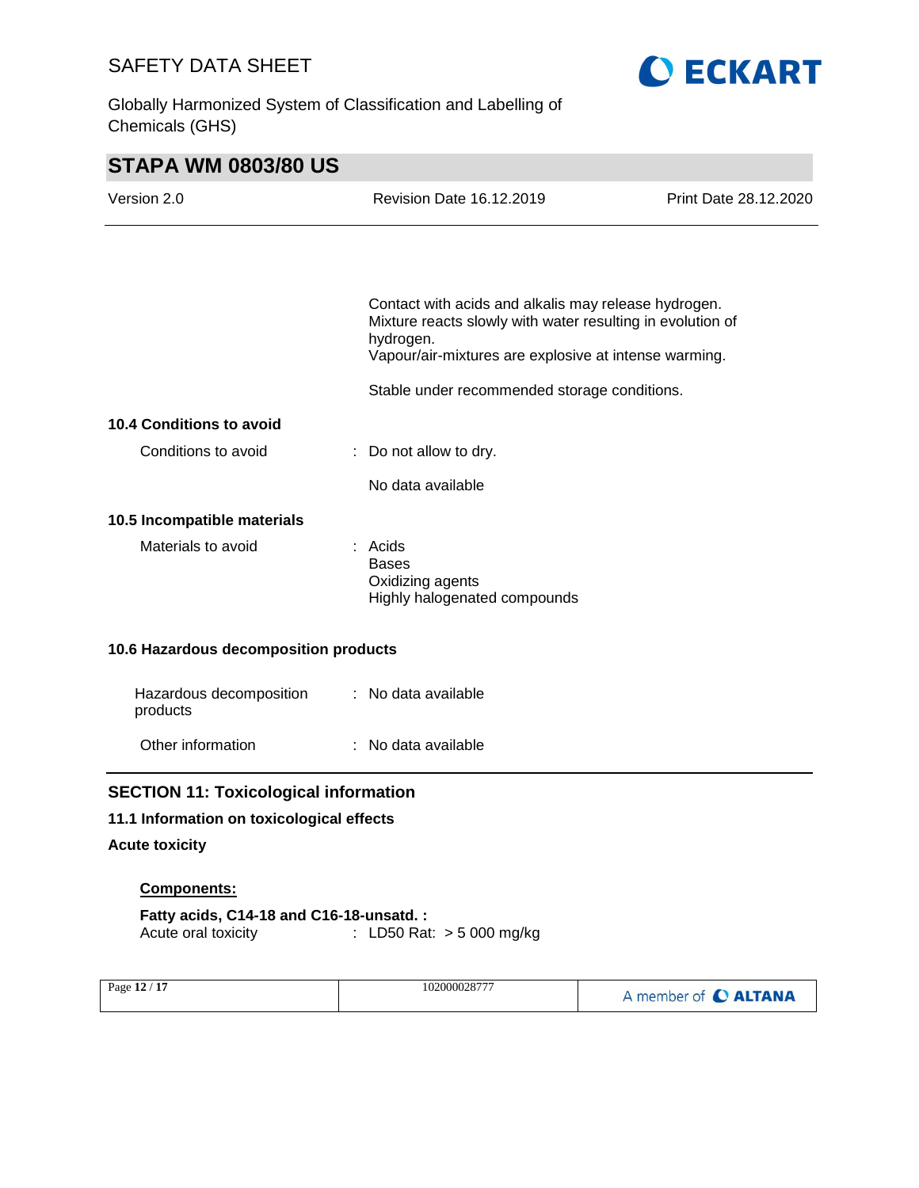Contact with acids and alkalis may release hydrogen.
Mixture reacts slowly with water resulting in evolution of hydrogen.
Vapour/air-mixtures are explosive at intense warming.

Stable under recommended storage conditions.

### 10.4 Conditions to avoid

Conditions to avoid : Do not allow to dry.

No data available

### 10.5 Incompatible materials

Materials to avoid : Acids
Bases
Oxidizing agents
Highly halogenated compounds

### 10.6 Hazardous decomposition products

Hazardous decomposition products : No data available

Other information : No data available

## SECTION 11: Toxicological information

### 11.1 Information on toxicological effects

**Acute toxicity**

**Components:**

**Fatty acids, C14-18 and C16-18-unsatd. :**
Acute oral toxicity : LD50 Rat: > 5 000 mg/kg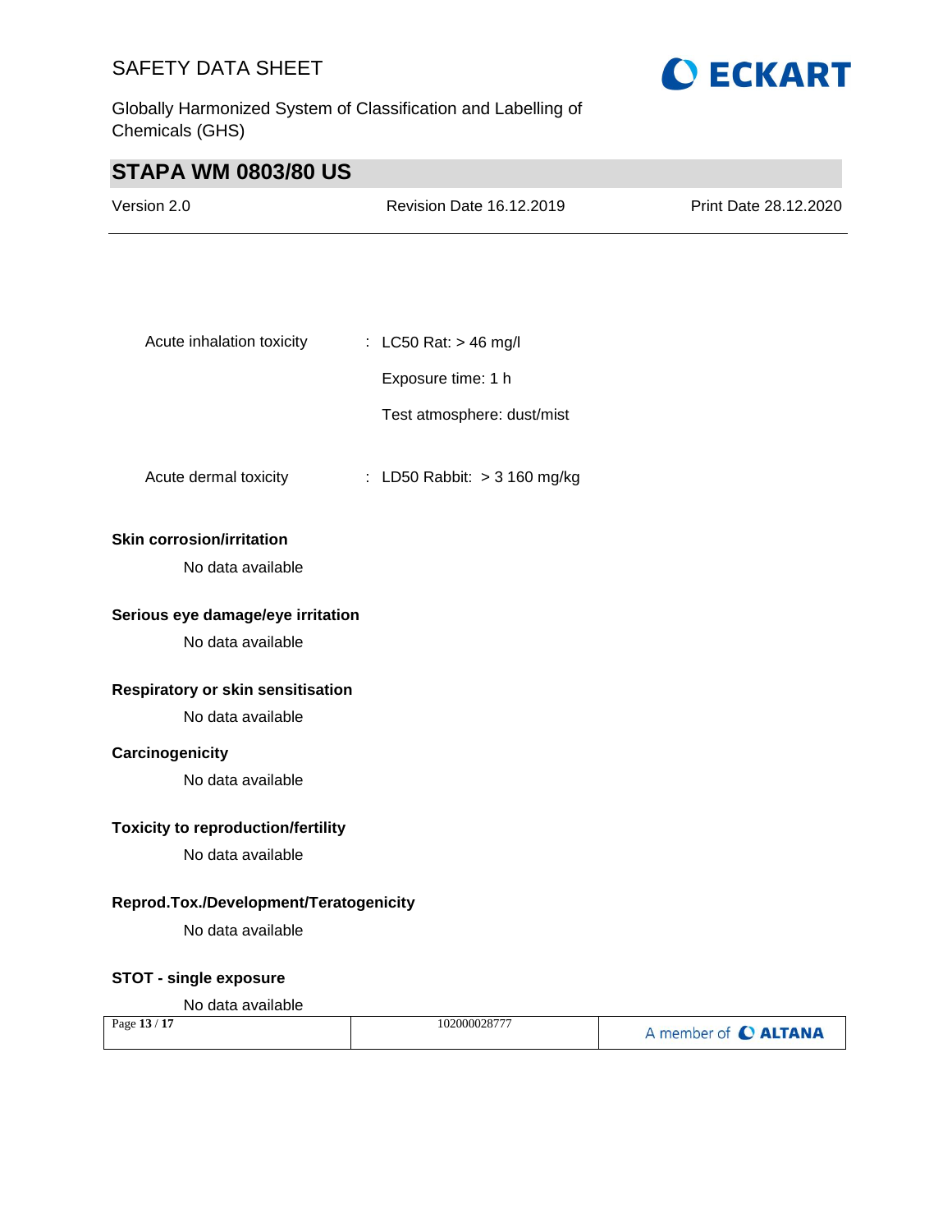Acute inhalation toxicity : LC50 Rat: > 46 mg/l

Exposure time: 1 h

Test atmosphere: dust/mist

Acute dermal toxicity : LD50 Rabbit: > 3 160 mg/kg

**Skin corrosion/irritation**

No data available

**Serious eye damage/eye irritation**

No data available

**Respiratory or skin sensitisation**

No data available

**Carcinogenicity**

No data available

**Toxicity to reproduction/fertility**

No data available

**Reprod.Tox./Development/Teratogenicity**

No data available

**STOT - single exposure**

No data available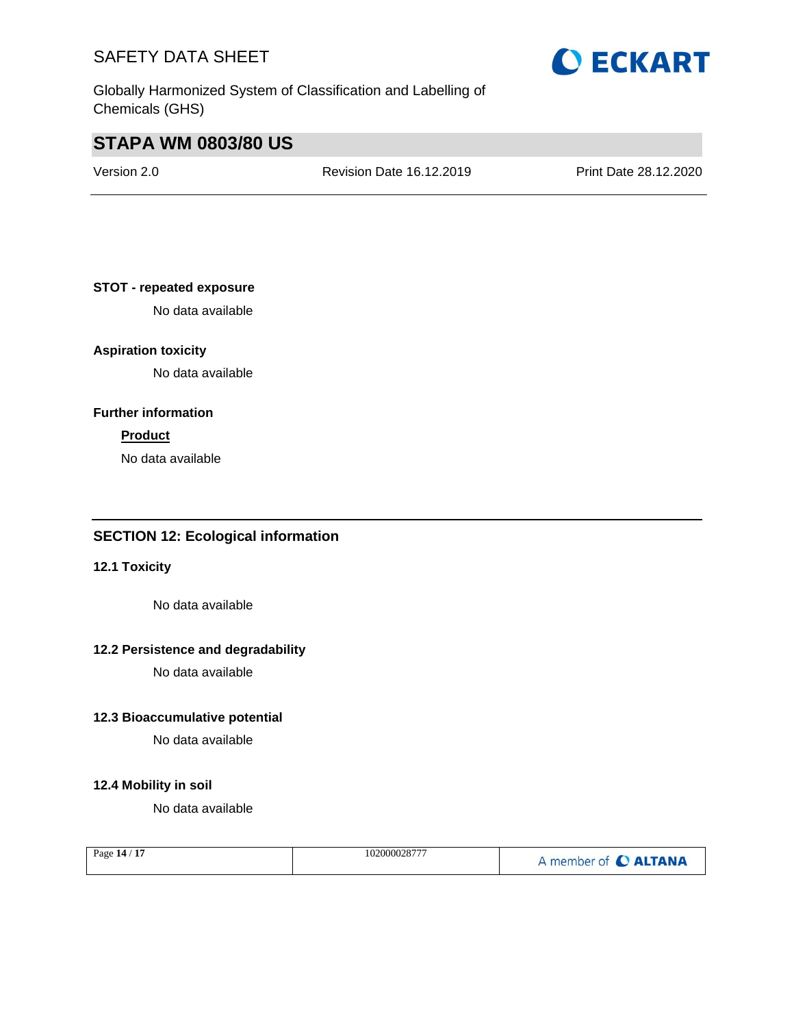**STOT - repeated exposure**

No data available

**Aspiration toxicity**

No data available

**Further information**

**Product**

No data available

## SECTION 12: Ecological information

### 12.1 Toxicity

No data available

### 12.2 Persistence and degradability

No data available

### 12.3 Bioaccumulative potential

No data available

### 12.4 Mobility in soil

No data available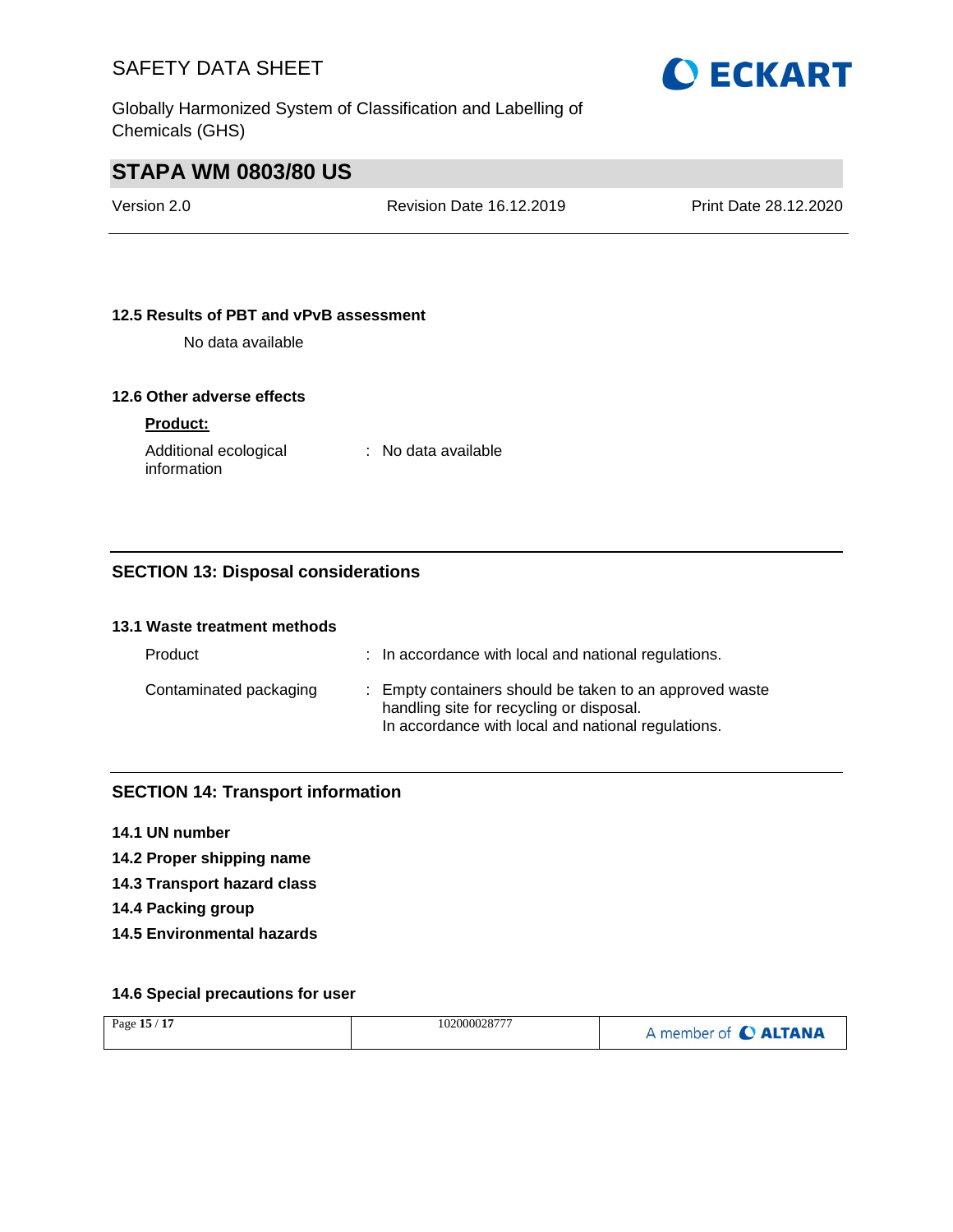### 12.5 Results of PBT and vPvB assessment

No data available

### 12.6 Other adverse effects

**Product:**

Additional ecological information : No data available

## SECTION 13: Disposal considerations

### 13.1 Waste treatment methods

| | |
|---|---|
| Product | : In accordance with local and national regulations. |
| Contaminated packaging | : Empty containers should be taken to an approved waste handling site for recycling or disposal. In accordance with local and national regulations. |

## SECTION 14: Transport information

**14.1 UN number**

**14.2 Proper shipping name**

**14.3 Transport hazard class**

**14.4 Packing group**

**14.5 Environmental hazards**

### 14.6 Special precautions for user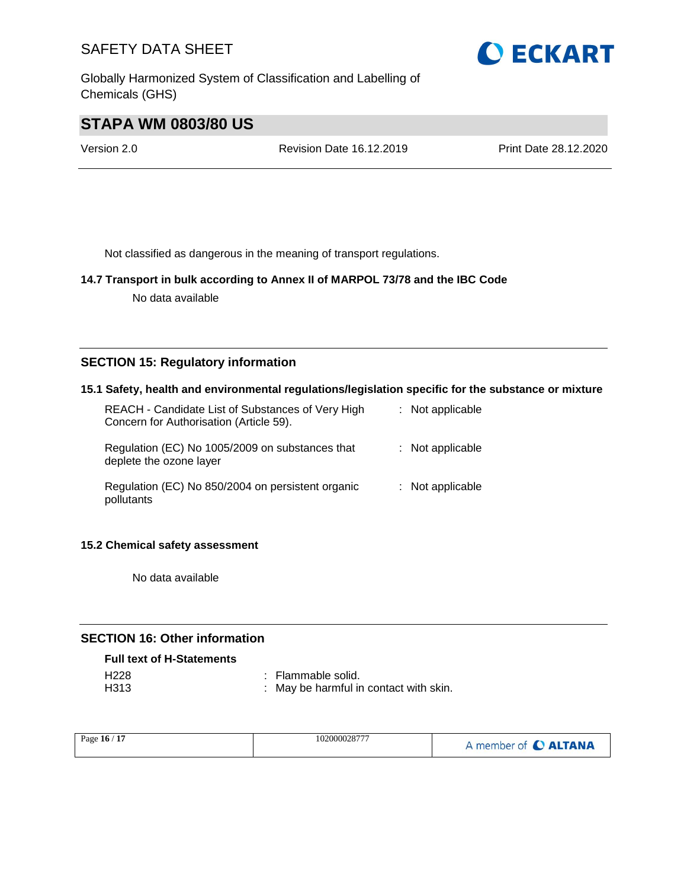Not classified as dangerous in the meaning of transport regulations.

### 14.7 Transport in bulk according to Annex II of MARPOL 73/78 and the IBC Code

No data available

## SECTION 15: Regulatory information

### 15.1 Safety, health and environmental regulations/legislation specific for the substance or mixture

| | |
|---|---|
| REACH - Candidate List of Substances of Very High Concern for Authorisation (Article 59). | : Not applicable |
| Regulation (EC) No 1005/2009 on substances that deplete the ozone layer | : Not applicable |
| Regulation (EC) No 850/2004 on persistent organic pollutants | : Not applicable |

### 15.2 Chemical safety assessment

No data available

## SECTION 16: Other information

**Full text of H-Statements**

| | |
|---|---|
| H228 | : Flammable solid. |
| H313 | : May be harmful in contact with skin. |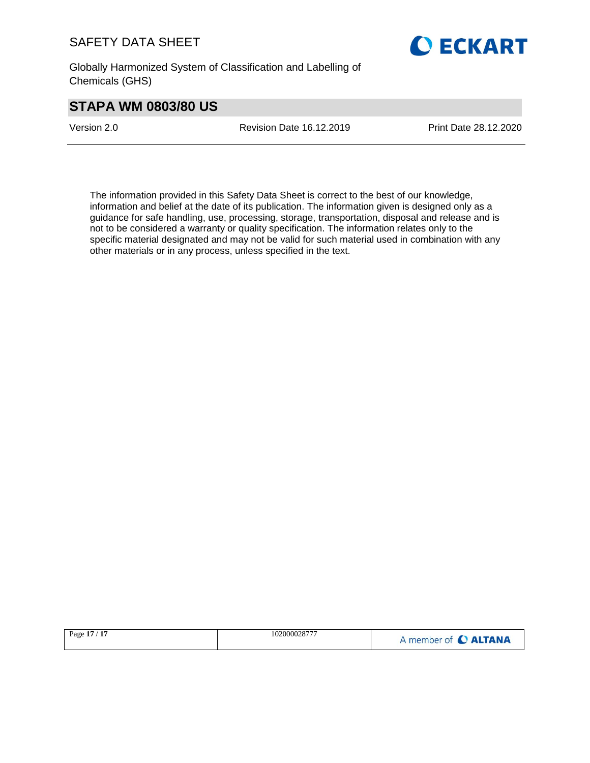The information provided in this Safety Data Sheet is correct to the best of our knowledge, information and belief at the date of its publication. The information given is designed only as a guidance for safe handling, use, processing, storage, transportation, disposal and release and is not to be considered a warranty or quality specification. The information relates only to the specific material designated and may not be valid for such material used in combination with any other materials or in any process, unless specified in the text.